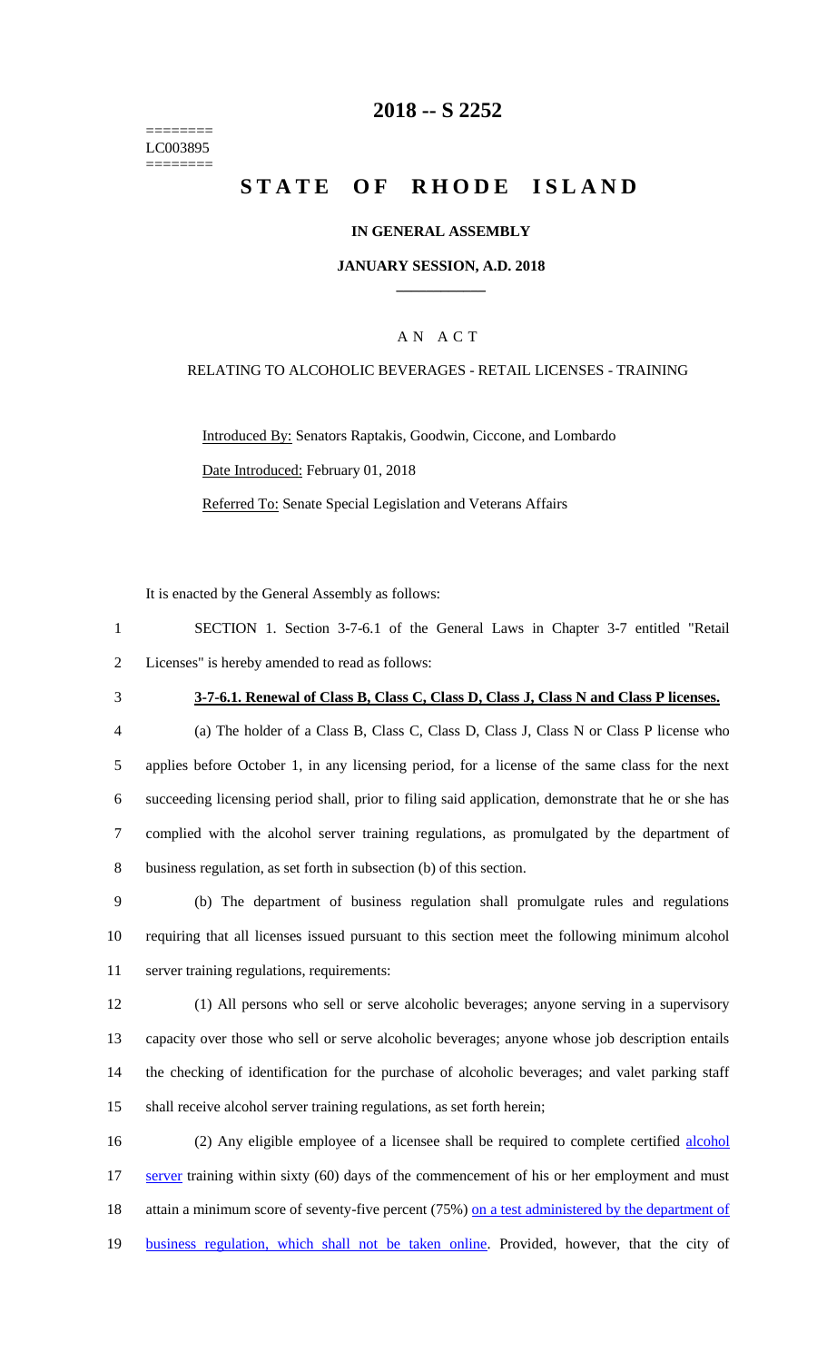========
LC003895
========

# 2018 -- S 2252

# STATE OF RHODE ISLAND

### IN GENERAL ASSEMBLY

### JANUARY SESSION, A.D. 2018

## A N A C T

RELATING TO ALCOHOLIC BEVERAGES - RETAIL LICENSES - TRAINING

Introduced By: Senators Raptakis, Goodwin, Ciccone, and Lombardo

Date Introduced: February 01, 2018

Referred To: Senate Special Legislation and Veterans Affairs

It is enacted by the General Assembly as follows:

1 SECTION 1. Section 3-7-6.1 of the General Laws in Chapter 3-7 entitled "Retail
2 Licenses" is hereby amended to read as follows:

3 **3-7-6.1. Renewal of Class B, Class C, Class D, Class J, Class N and Class P licenses.**

4 (a) The holder of a Class B, Class C, Class D, Class J, Class N or Class P license who
5 applies before October 1, in any licensing period, for a license of the same class for the next
6 succeeding licensing period shall, prior to filing said application, demonstrate that he or she has
7 complied with the alcohol server training regulations, as promulgated by the department of
8 business regulation, as set forth in subsection (b) of this section.

9 (b) The department of business regulation shall promulgate rules and regulations
10 requiring that all licenses issued pursuant to this section meet the following minimum alcohol
11 server training regulations, requirements:

12 (1) All persons who sell or serve alcoholic beverages; anyone serving in a supervisory
13 capacity over those who sell or serve alcoholic beverages; anyone whose job description entails
14 the checking of identification for the purchase of alcoholic beverages; and valet parking staff
15 shall receive alcohol server training regulations, as set forth herein;

16 (2) Any eligible employee of a licensee shall be required to complete certified alcohol
17 server training within sixty (60) days of the commencement of his or her employment and must
18 attain a minimum score of seventy-five percent (75%) on a test administered by the department of
19 business regulation, which shall not be taken online. Provided, however, that the city of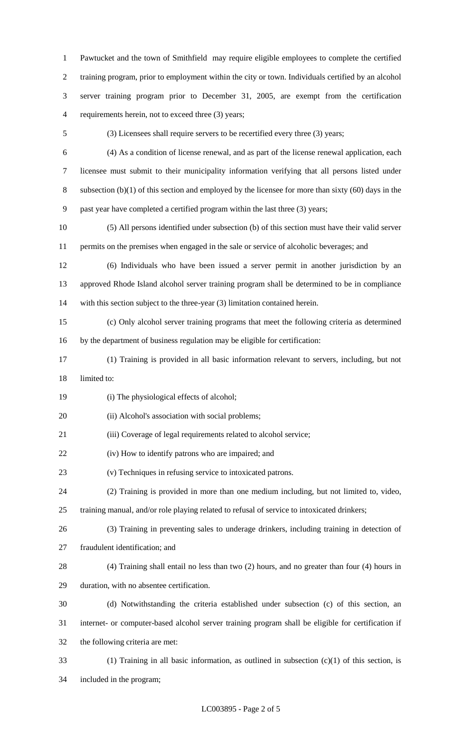Pawtucket and the town of Smithfield may require eligible employees to complete the certified training program, prior to employment within the city or town. Individuals certified by an alcohol server training program prior to December 31, 2005, are exempt from the certification requirements herein, not to exceed three (3) years;

(3) Licensees shall require servers to be recertified every three (3) years;

(4) As a condition of license renewal, and as part of the license renewal application, each licensee must submit to their municipality information verifying that all persons listed under subsection (b)(1) of this section and employed by the licensee for more than sixty (60) days in the past year have completed a certified program within the last three (3) years;

(5) All persons identified under subsection (b) of this section must have their valid server permits on the premises when engaged in the sale or service of alcoholic beverages; and

(6) Individuals who have been issued a server permit in another jurisdiction by an approved Rhode Island alcohol server training program shall be determined to be in compliance with this section subject to the three-year (3) limitation contained herein.

(c) Only alcohol server training programs that meet the following criteria as determined by the department of business regulation may be eligible for certification:

(1) Training is provided in all basic information relevant to servers, including, but not limited to:

(i) The physiological effects of alcohol;

(ii) Alcohol's association with social problems;

(iii) Coverage of legal requirements related to alcohol service;

(iv) How to identify patrons who are impaired; and

(v) Techniques in refusing service to intoxicated patrons.

(2) Training is provided in more than one medium including, but not limited to, video, training manual, and/or role playing related to refusal of service to intoxicated drinkers;

(3) Training in preventing sales to underage drinkers, including training in detection of fraudulent identification; and

(4) Training shall entail no less than two (2) hours, and no greater than four (4) hours in duration, with no absentee certification.

(d) Notwithstanding the criteria established under subsection (c) of this section, an internet- or computer-based alcohol server training program shall be eligible for certification if the following criteria are met:

(1) Training in all basic information, as outlined in subsection (c)(1) of this section, is included in the program;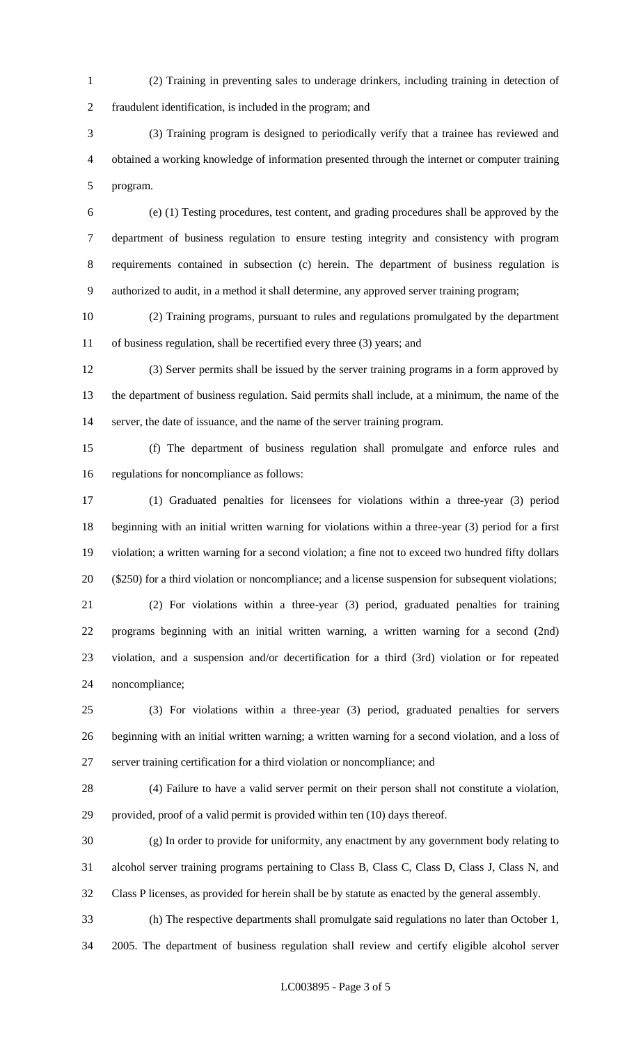(2) Training in preventing sales to underage drinkers, including training in detection of fraudulent identification, is included in the program; and

(3) Training program is designed to periodically verify that a trainee has reviewed and obtained a working knowledge of information presented through the internet or computer training program.

(e) (1) Testing procedures, test content, and grading procedures shall be approved by the department of business regulation to ensure testing integrity and consistency with program requirements contained in subsection (c) herein. The department of business regulation is authorized to audit, in a method it shall determine, any approved server training program;

(2) Training programs, pursuant to rules and regulations promulgated by the department of business regulation, shall be recertified every three (3) years; and

(3) Server permits shall be issued by the server training programs in a form approved by the department of business regulation. Said permits shall include, at a minimum, the name of the server, the date of issuance, and the name of the server training program.

(f) The department of business regulation shall promulgate and enforce rules and regulations for noncompliance as follows:

(1) Graduated penalties for licensees for violations within a three-year (3) period beginning with an initial written warning for violations within a three-year (3) period for a first violation; a written warning for a second violation; a fine not to exceed two hundred fifty dollars ($250) for a third violation or noncompliance; and a license suspension for subsequent violations;

(2) For violations within a three-year (3) period, graduated penalties for training programs beginning with an initial written warning, a written warning for a second (2nd) violation, and a suspension and/or decertification for a third (3rd) violation or for repeated noncompliance;

(3) For violations within a three-year (3) period, graduated penalties for servers beginning with an initial written warning; a written warning for a second violation, and a loss of server training certification for a third violation or noncompliance; and

(4) Failure to have a valid server permit on their person shall not constitute a violation, provided, proof of a valid permit is provided within ten (10) days thereof.

(g) In order to provide for uniformity, any enactment by any government body relating to alcohol server training programs pertaining to Class B, Class C, Class D, Class J, Class N, and Class P licenses, as provided for herein shall be by statute as enacted by the general assembly.

(h) The respective departments shall promulgate said regulations no later than October 1, 2005. The department of business regulation shall review and certify eligible alcohol server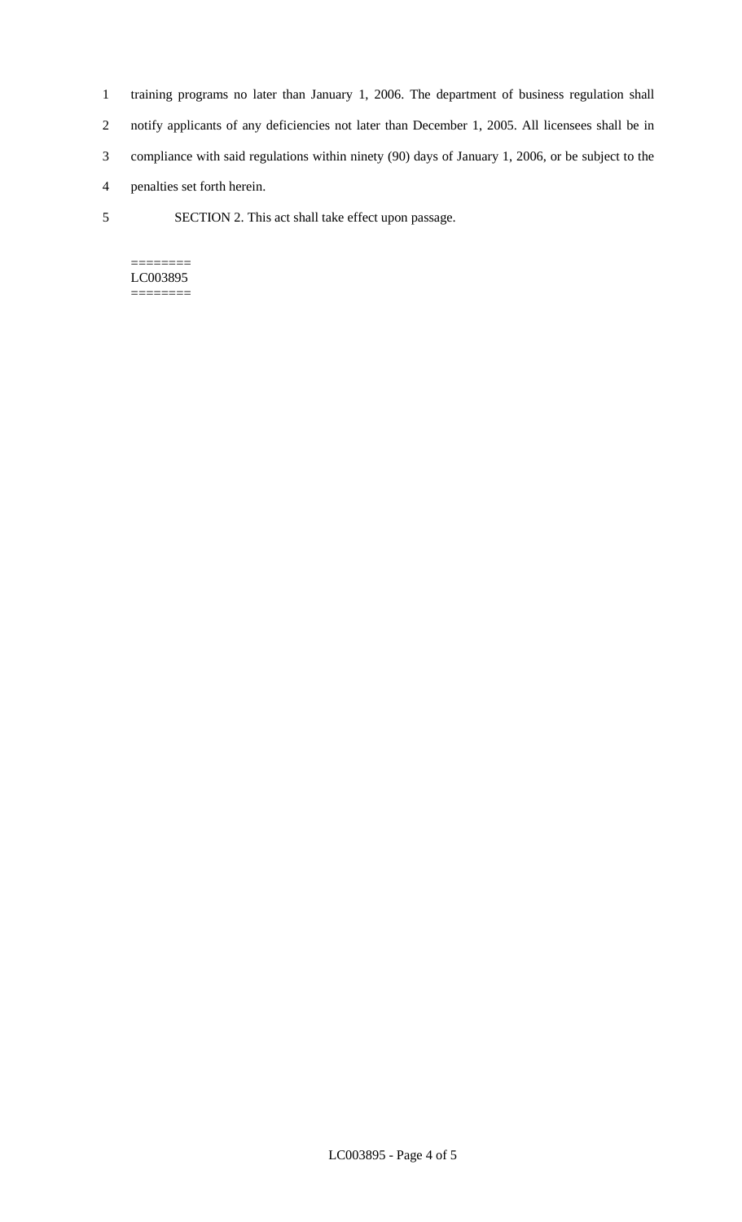training programs no later than January 1, 2006. The department of business regulation shall notify applicants of any deficiencies not later than December 1, 2005. All licensees shall be in compliance with said regulations within ninety (90) days of January 1, 2006, or be subject to the penalties set forth herein.

SECTION 2. This act shall take effect upon passage.

========
LC003895
========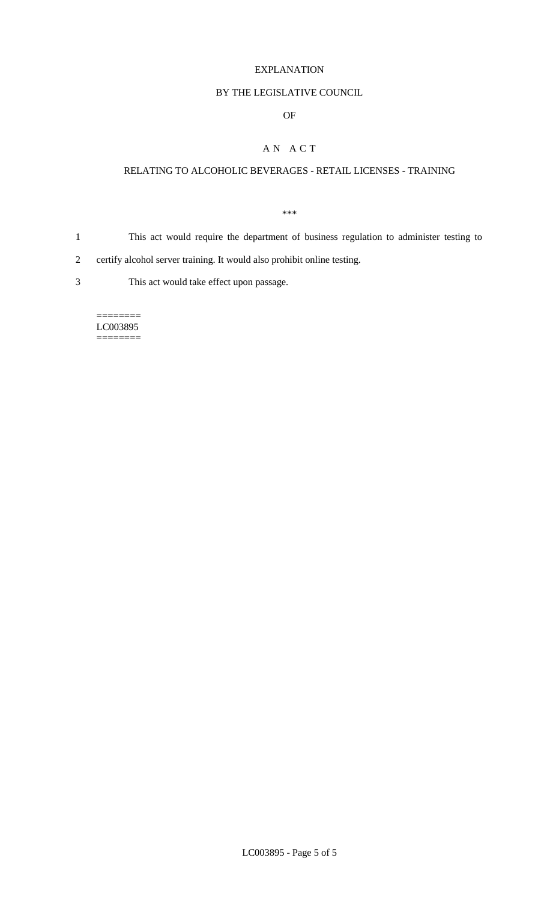# EXPLANATION

## BY THE LEGISLATIVE COUNCIL

## OF

## A N A C T

## RELATING TO ALCOHOLIC BEVERAGES - RETAIL LICENSES - TRAINING

\*\*\*

This act would require the department of business regulation to administer testing to certify alcohol server training. It would also prohibit online testing.

This act would take effect upon passage.

========
LC003895
========